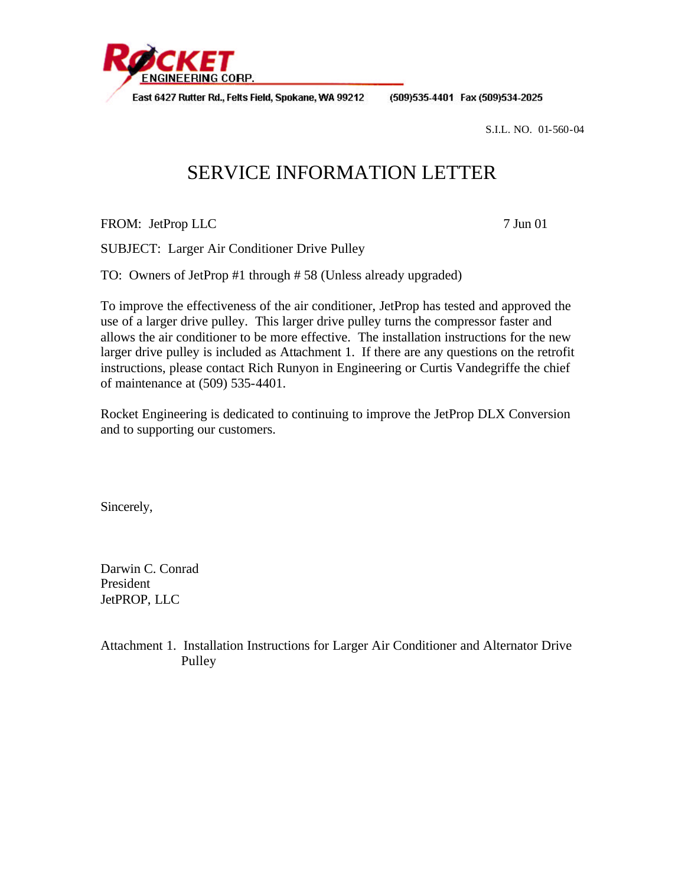ROCKET ENGINEERING CORP.

East 6427 Rutter Rd., Felts Field, Spokane, WA 99212 (509)535-4401 Fax (509)534-2025

S.I.L. NO. 01-560-04

# SERVICE INFORMATION LETTER

FROM: JetProp LLC 7 Jun 01

SUBJECT: Larger Air Conditioner Drive Pulley

TO: Owners of JetProp #1 through # 58 (Unless already upgraded)

To improve the effectiveness of the air conditioner, JetProp has tested and approved the use of a larger drive pulley. This larger drive pulley turns the compressor faster and allows the air conditioner to be more effective. The installation instructions for the new larger drive pulley is included as Attachment 1. If there are any questions on the retrofit instructions, please contact Rich Runyon in Engineering or Curtis Vandegriffe the chief of maintenance at (509) 535-4401.

Rocket Engineering is dedicated to continuing to improve the JetProp DLX Conversion and to supporting our customers.

Sincerely,

Darwin C. Conrad
President
JetPROP, LLC

Attachment 1. Installation Instructions for Larger Air Conditioner and Alternator Drive Pulley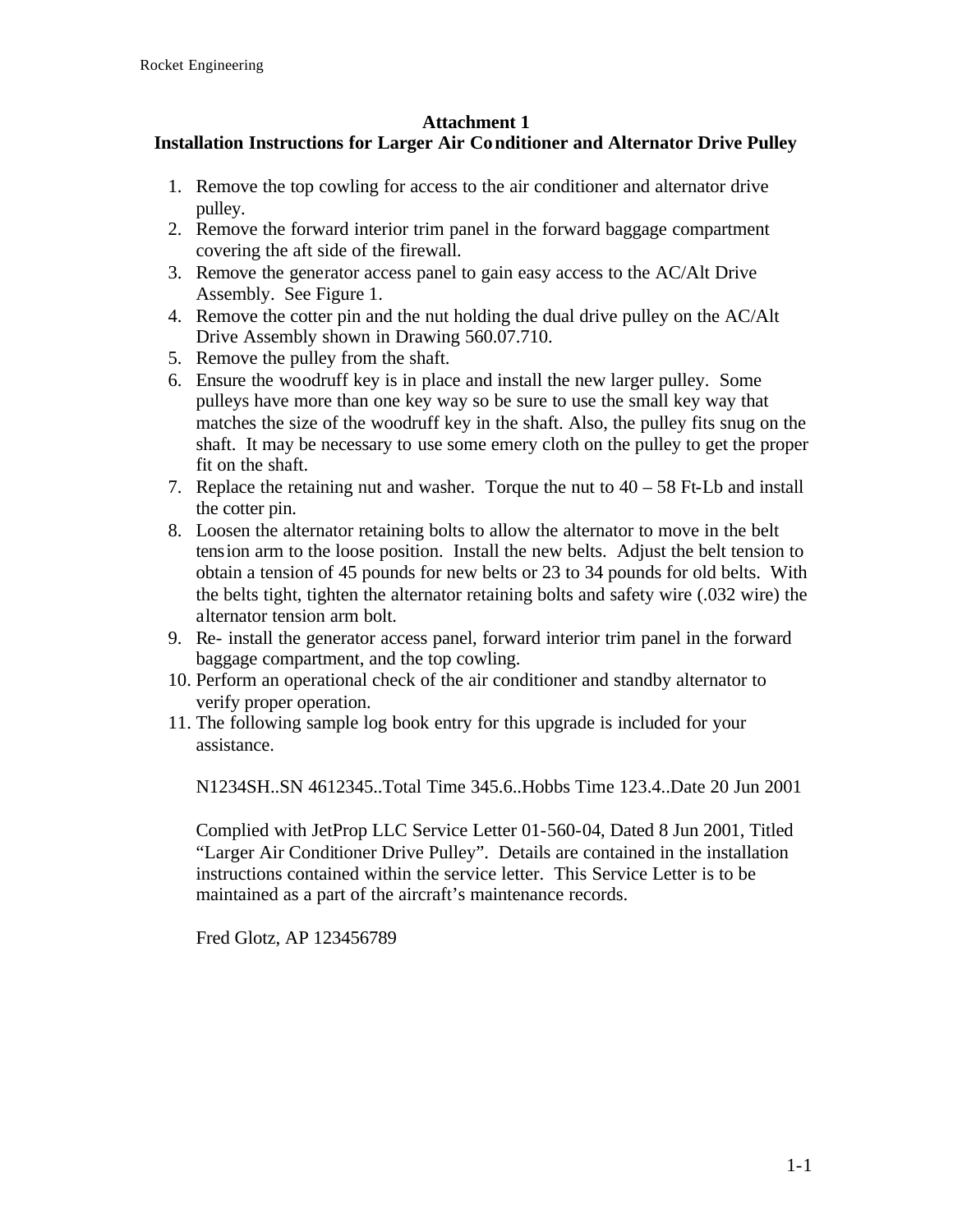**Attachment 1**

**Installation Instructions for Larger Air Conditioner and Alternator Drive Pulley**

1. Remove the top cowling for access to the air conditioner and alternator drive pulley.
2. Remove the forward interior trim panel in the forward baggage compartment covering the aft side of the firewall.
3. Remove the generator access panel to gain easy access to the AC/Alt Drive Assembly. See Figure 1.
4. Remove the cotter pin and the nut holding the dual drive pulley on the AC/Alt Drive Assembly shown in Drawing 560.07.710.
5. Remove the pulley from the shaft.
6. Ensure the woodruff key is in place and install the new larger pulley. Some pulleys have more than one key way so be sure to use the small key way that matches the size of the woodruff key in the shaft. Also, the pulley fits snug on the shaft. It may be necessary to use some emery cloth on the pulley to get the proper fit on the shaft.
7. Replace the retaining nut and washer. Torque the nut to 40 – 58 Ft-Lb and install the cotter pin.
8. Loosen the alternator retaining bolts to allow the alternator to move in the belt tension arm to the loose position. Install the new belts. Adjust the belt tension to obtain a tension of 45 pounds for new belts or 23 to 34 pounds for old belts. With the belts tight, tighten the alternator retaining bolts and safety wire (.032 wire) the alternator tension arm bolt.
9. Re- install the generator access panel, forward interior trim panel in the forward baggage compartment, and the top cowling.
10. Perform an operational check of the air conditioner and standby alternator to verify proper operation.
11. The following sample log book entry for this upgrade is included for your assistance.

    N1234SH..SN 4612345..Total Time 345.6..Hobbs Time 123.4..Date 20 Jun 2001

    Complied with JetProp LLC Service Letter 01-560-04, Dated 8 Jun 2001, Titled "Larger Air Conditioner Drive Pulley". Details are contained in the installation instructions contained within the service letter. This Service Letter is to be maintained as a part of the aircraft's maintenance records.

    Fred Glotz, AP 123456789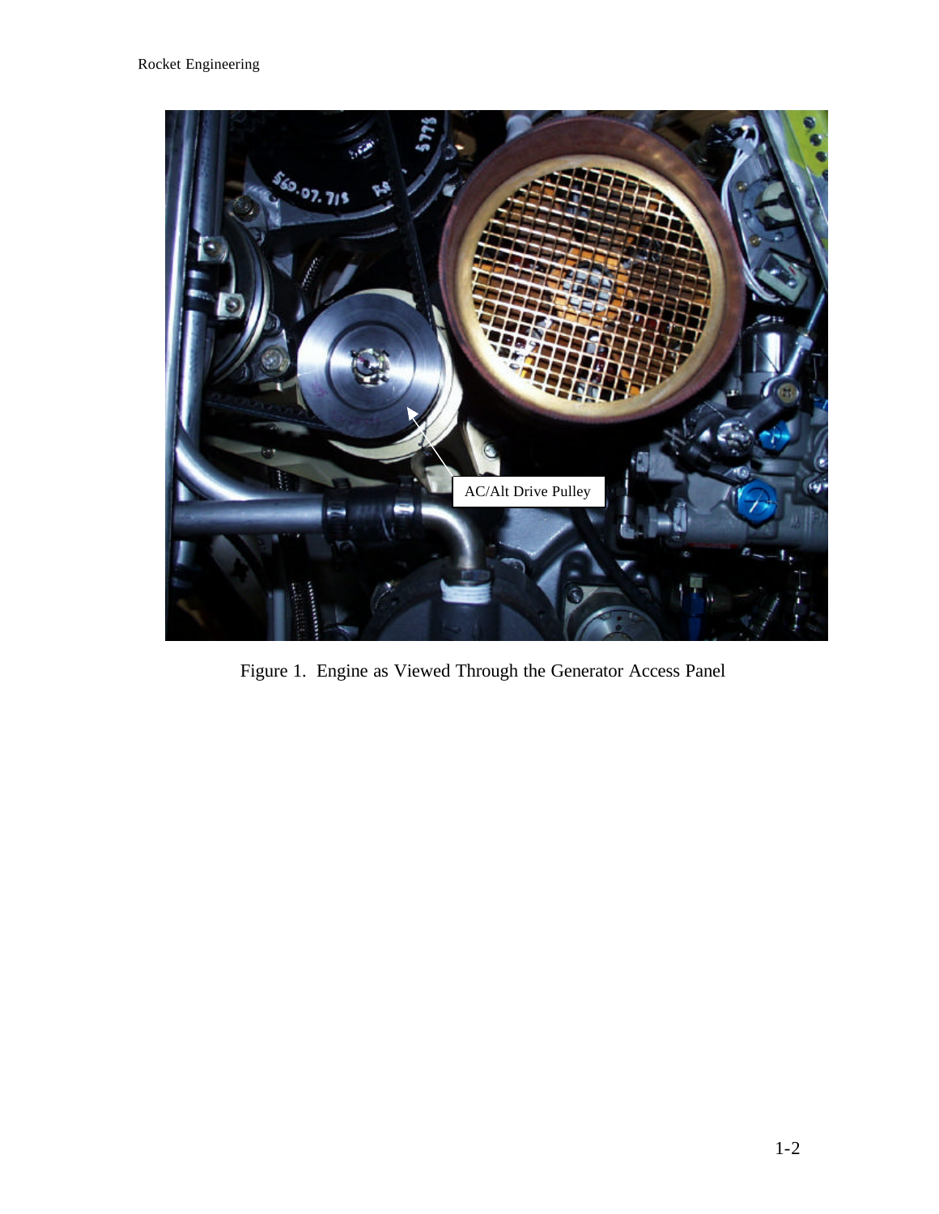Figure 1.  Engine as Viewed Through the Generator Access Panel